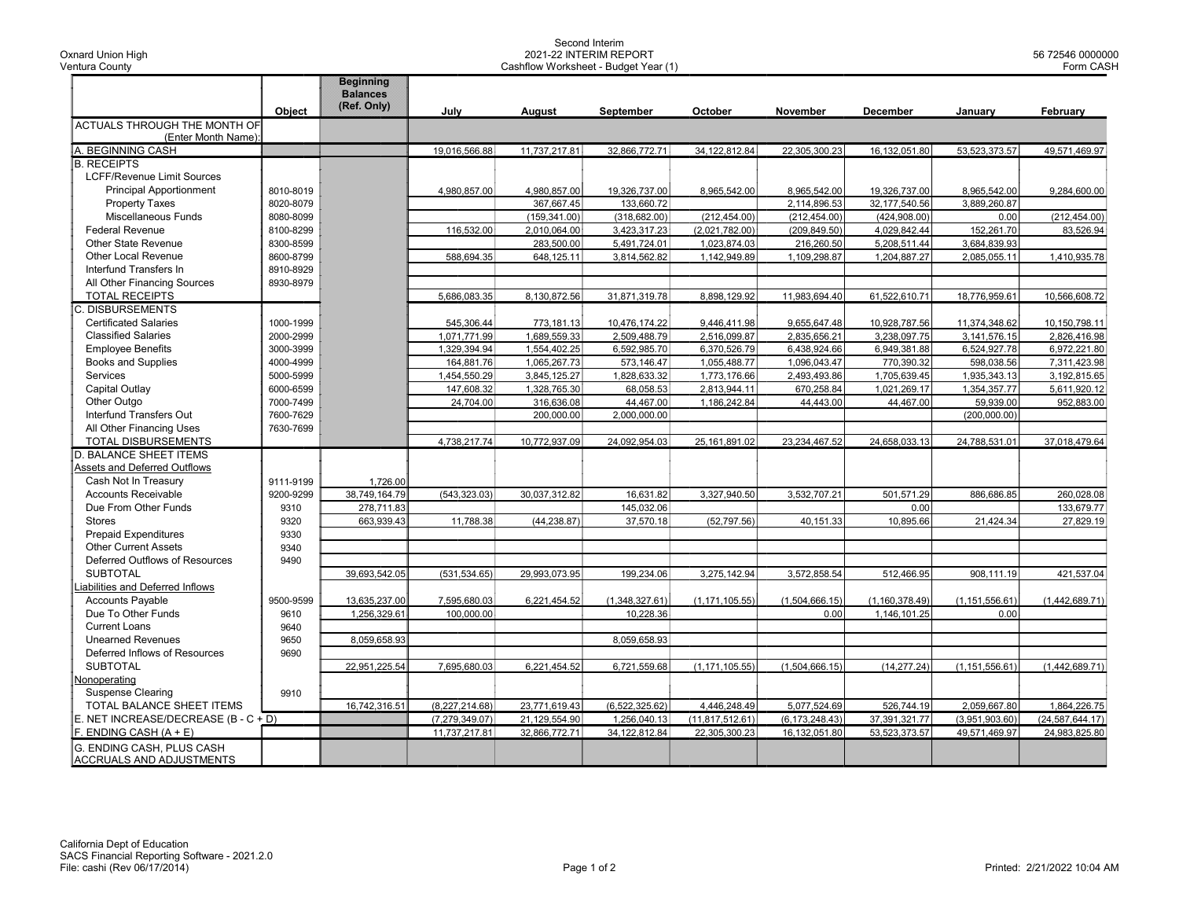Oxnard Union High
Ventura County

Second Interim
2021-22 INTERIM REPORT
Cashflow Worksheet - Budget Year (1)

56 72546 0000000
Form CASH

| | Object | Beginning Balances (Ref. Only) | July | August | September | October | November | December | January | February |
|---|---|---|---|---|---|---|---|---|---|---|
| ACTUALS THROUGH THE MONTH OF (Enter Month Name): | | | | | | | | | | |
| A. BEGINNING CASH | | | 19,016,566.88 | 11,737,217.81 | 32,866,772.71 | 34,122,812.84 | 22,305,300.23 | 16,132,051.80 | 53,523,373.57 | 49,571,469.97 |
| B. RECEIPTS | | | | | | | | | | |
| LCFF/Revenue Limit Sources | | | | | | | | | | |
| Principal Apportionment | 8010-8019 | | 4,980,857.00 | 4,980,857.00 | 19,326,737.00 | 8,965,542.00 | 8,965,542.00 | 19,326,737.00 | 8,965,542.00 | 9,284,600.00 |
| Property Taxes | 8020-8079 | | | 367,667.45 | 133,660.72 | | 2,114,896.53 | 32,177,540.56 | 3,889,260.87 | |
| Miscellaneous Funds | 8080-8099 | | | (159,341.00) | (318,682.00) | (212,454.00) | (212,454.00) | (424,908.00) | 0.00 | (212,454.00) |
| Federal Revenue | 8100-8299 | | 116,532.00 | 2,010,064.00 | 3,423,317.23 | (2,021,782.00) | (209,849.50) | 4,029,842.44 | 152,261.70 | 83,526.94 |
| Other State Revenue | 8300-8599 | | | 283,500.00 | 5,491,724.01 | 1,023,874.03 | 216,260.50 | 5,208,511.44 | 3,684,839.93 | |
| Other Local Revenue | 8600-8799 | | 588,694.35 | 648,125.11 | 3,814,562.82 | 1,142,949.89 | 1,109,298.87 | 1,204,887.27 | 2,085,055.11 | 1,410,935.78 |
| Interfund Transfers In | 8910-8929 | | | | | | | | | |
| All Other Financing Sources | 8930-8979 | | | | | | | | | |
| TOTAL RECEIPTS | | | 5,686,083.35 | 8,130,872.56 | 31,871,319.78 | 8,898,129.92 | 11,983,694.40 | 61,522,610.71 | 18,776,959.61 | 10,566,608.72 |
| C. DISBURSEMENTS | | | | | | | | | | |
| Certificated Salaries | 1000-1999 | | 545,306.44 | 773,181.13 | 10,476,174.22 | 9,446,411.98 | 9,655,647.48 | 10,928,787.56 | 11,374,348.62 | 10,150,798.11 |
| Classified Salaries | 2000-2999 | | 1,071,771.99 | 1,689,559.33 | 2,509,488.79 | 2,516,099.87 | 2,835,656.21 | 3,238,097.75 | 3,141,576.15 | 2,826,416.98 |
| Employee Benefits | 3000-3999 | | 1,329,394.94 | 1,554,402.25 | 6,592,985.70 | 6,370,526.79 | 6,438,924.66 | 6,949,381.88 | 6,524,927.78 | 6,972,221.80 |
| Books and Supplies | 4000-4999 | | 164,881.76 | 1,065,267.73 | 573,146.47 | 1,055,488.77 | 1,096,043.47 | 770,390.32 | 598,038.56 | 7,311,423.98 |
| Services | 5000-5999 | | 1,454,550.29 | 3,845,125.27 | 1,828,633.32 | 1,773,176.66 | 2,493,493.86 | 1,705,639.45 | 1,935,343.13 | 3,192,815.65 |
| Capital Outlay | 6000-6599 | | 147,608.32 | 1,328,765.30 | 68,058.53 | 2,813,944.11 | 670,258.84 | 1,021,269.17 | 1,354,357.77 | 5,611,920.12 |
| Other Outgo | 7000-7499 | | 24,704.00 | 316,636.08 | 44,467.00 | 1,186,242.84 | 44,443.00 | 44,467.00 | 59,939.00 | 952,883.00 |
| Interfund Transfers Out | 7600-7629 | | | 200,000.00 | 2,000,000.00 | | | | (200,000.00) | |
| All Other Financing Uses | 7630-7699 | | | | | | | | | |
| TOTAL DISBURSEMENTS | | | 4,738,217.74 | 10,772,937.09 | 24,092,954.03 | 25,161,891.02 | 23,234,467.52 | 24,658,033.13 | 24,788,531.01 | 37,018,479.64 |
| D. BALANCE SHEET ITEMS | | | | | | | | | | |
| Assets and Deferred Outflows | | | | | | | | | | |
| Cash Not In Treasury | 9111-9199 | 1,726.00 | | | | | | | | |
| Accounts Receivable | 9200-9299 | 38,749,164.79 | (543,323.03) | 30,037,312.82 | 16,631.82 | 3,327,940.50 | 3,532,707.21 | 501,571.29 | 886,686.85 | 260,028.08 |
| Due From Other Funds | 9310 | 278,711.83 | | | 145,032.06 | | | 0.00 | | 133,679.77 |
| Stores | 9320 | 663,939.43 | 11,788.38 | (44,238.87) | 37,570.18 | (52,797.56) | 40,151.33 | 10,895.66 | 21,424.34 | 27,829.19 |
| Prepaid Expenditures | 9330 | | | | | | | | | |
| Other Current Assets | 9340 | | | | | | | | | |
| Deferred Outflows of Resources | 9490 | | | | | | | | | |
| SUBTOTAL | | 39,693,542.05 | (531,534.65) | 29,993,073.95 | 199,234.06 | 3,275,142.94 | 3,572,858.54 | 512,466.95 | 908,111.19 | 421,537.04 |
| Liabilities and Deferred Inflows | | | | | | | | | | |
| Accounts Payable | 9500-9599 | 13,635,237.00 | 7,595,680.03 | 6,221,454.52 | (1,348,327.61) | (1,171,105.55) | (1,504,666.15) | (1,160,378.49) | (1,151,556.61) | (1,442,689.71) |
| Due To Other Funds | 9610 | 1,256,329.61 | 100,000.00 | | 10,228.36 | | 0.00 | 1,146,101.25 | 0.00 | |
| Current Loans | 9640 | | | | | | | | | |
| Unearned Revenues | 9650 | 8,059,658.93 | | | 8,059,658.93 | | | | | |
| Deferred Inflows of Resources | 9690 | | | | | | | | | |
| SUBTOTAL | | 22,951,225.54 | 7,695,680.03 | 6,221,454.52 | 6,721,559.68 | (1,171,105.55) | (1,504,666.15) | (14,277.24) | (1,151,556.61) | (1,442,689.71) |
| Nonoperating | | | | | | | | | | |
| Suspense Clearing | 9910 | | | | | | | | | |
| TOTAL BALANCE SHEET ITEMS | | 16,742,316.51 | (8,227,214.68) | 23,771,619.43 | (6,522,325.62) | 4,446,248.49 | 5,077,524.69 | 526,744.19 | 2,059,667.80 | 1,864,226.75 |
| E. NET INCREASE/DECREASE (B - C + D) | | | (7,279,349.07) | 21,129,554.90 | 1,256,040.13 | (11,817,512.61) | (6,173,248.43) | 37,391,321.77 | (3,951,903.60) | (24,587,644.17) |
| F. ENDING CASH (A + E) | | | 11,737,217.81 | 32,866,772.71 | 34,122,812.84 | 22,305,300.23 | 16,132,051.80 | 53,523,373.57 | 49,571,469.97 | 24,983,825.80 |
| G. ENDING CASH, PLUS CASH ACCRUALS AND ADJUSTMENTS | | | | | | | | | | |

California Dept of Education
SACS Financial Reporting Software - 2021.2.0
File: cashi (Rev 06/17/2014)

Printed: 2/21/2022 10:04 AM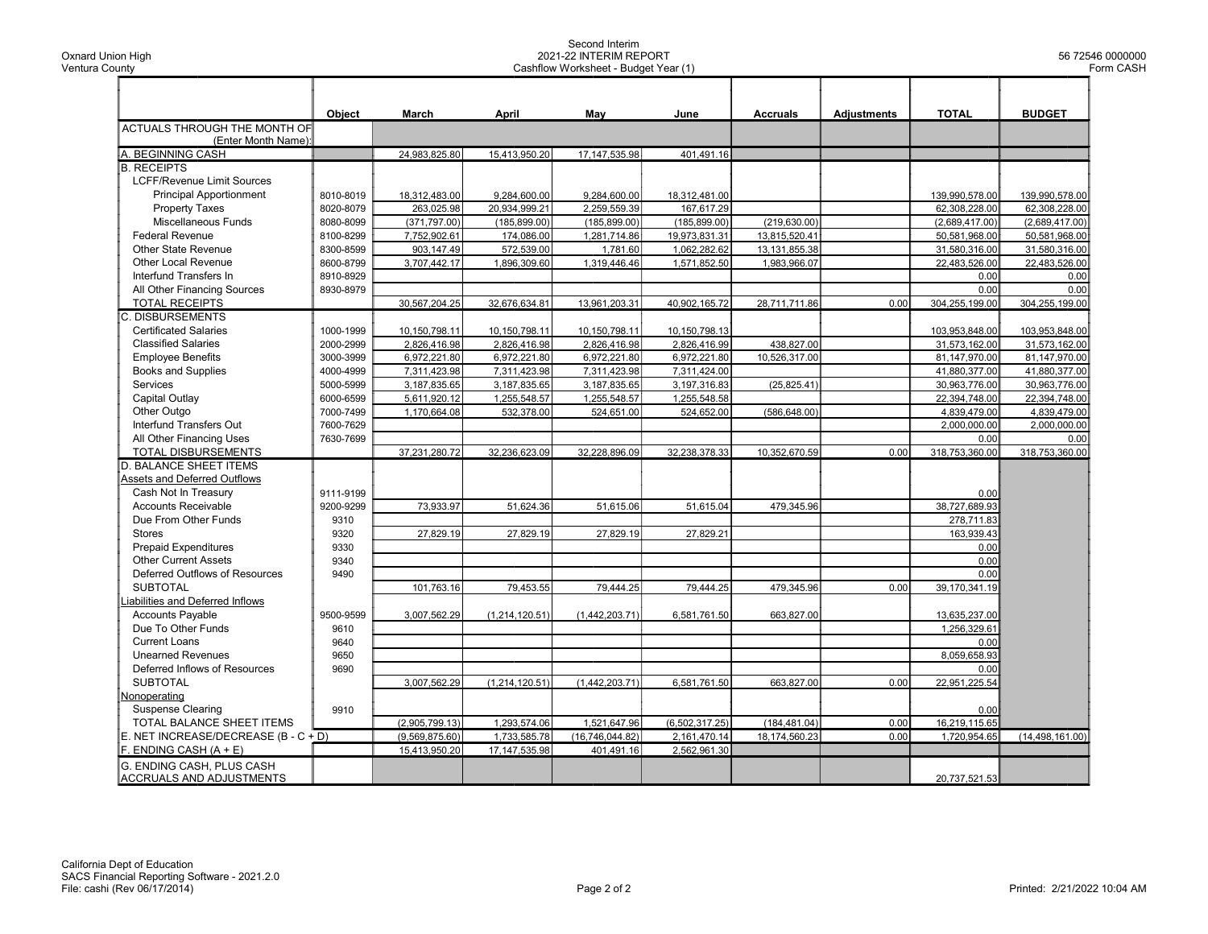Oxnard Union High
Ventura County

Second Interim
2021-22 INTERIM REPORT
Cashflow Worksheet - Budget Year (1)

56 72546 0000000
Form CASH

| | Object | March | April | May | June | Accruals | Adjustments | TOTAL | BUDGET |
|---|---|---|---|---|---|---|---|---|---|
| ACTUALS THROUGH THE MONTH OF (Enter Month Name): | | | | | | | | | |
| A. BEGINNING CASH | | 24,983,825.80 | 15,413,950.20 | 17,147,535.98 | 401,491.16 | | | | |
| B. RECEIPTS | | | | | | | | | |
| LCFF/Revenue Limit Sources | | | | | | | | | |
| Principal Apportionment | 8010-8019 | 18,312,483.00 | 9,284,600.00 | 9,284,600.00 | 18,312,481.00 | | | 139,990,578.00 | 139,990,578.00 |
| Property Taxes | 8020-8079 | 263,025.98 | 20,934,999.21 | 2,259,559.39 | 167,617.29 | | | 62,308,228.00 | 62,308,228.00 |
| Miscellaneous Funds | 8080-8099 | (371,797.00) | (185,899.00) | (185,899.00) | (185,899.00) | (219,630.00) | | (2,689,417.00) | (2,689,417.00) |
| Federal Revenue | 8100-8299 | 7,752,902.61 | 174,086.00 | 1,281,714.86 | 19,973,831.31 | 13,815,520.41 | | 50,581,968.00 | 50,581,968.00 |
| Other State Revenue | 8300-8599 | 903,147.49 | 572,539.00 | 1,781.60 | 1,062,282.62 | 13,131,855.38 | | 31,580,316.00 | 31,580,316.00 |
| Other Local Revenue | 8600-8799 | 3,707,442.17 | 1,896,309.60 | 1,319,446.46 | 1,571,852.50 | 1,983,966.07 | | 22,483,526.00 | 22,483,526.00 |
| Interfund Transfers In | 8910-8929 | | | | | | | 0.00 | 0.00 |
| All Other Financing Sources | 8930-8979 | | | | | | | 0.00 | 0.00 |
| TOTAL RECEIPTS | | 30,567,204.25 | 32,676,634.81 | 13,961,203.31 | 40,902,165.72 | 28,711,711.86 | 0.00 | 304,255,199.00 | 304,255,199.00 |
| C. DISBURSEMENTS | | | | | | | | | |
| Certificated Salaries | 1000-1999 | 10,150,798.11 | 10,150,798.11 | 10,150,798.11 | 10,150,798.13 | | | 103,953,848.00 | 103,953,848.00 |
| Classified Salaries | 2000-2999 | 2,826,416.98 | 2,826,416.98 | 2,826,416.98 | 2,826,416.99 | 438,827.00 | | 31,573,162.00 | 31,573,162.00 |
| Employee Benefits | 3000-3999 | 6,972,221.80 | 6,972,221.80 | 6,972,221.80 | 6,972,221.80 | 10,526,317.00 | | 81,147,970.00 | 81,147,970.00 |
| Books and Supplies | 4000-4999 | 7,311,423.98 | 7,311,423.98 | 7,311,423.98 | 7,311,424.00 | | | 41,880,377.00 | 41,880,377.00 |
| Services | 5000-5999 | 3,187,835.65 | 3,187,835.65 | 3,187,835.65 | 3,197,316.83 | (25,825.41) | | 30,963,776.00 | 30,963,776.00 |
| Capital Outlay | 6000-6599 | 5,611,920.12 | 1,255,548.57 | 1,255,548.57 | 1,255,548.58 | | | 22,394,748.00 | 22,394,748.00 |
| Other Outgo | 7000-7499 | 1,170,664.08 | 532,378.00 | 524,651.00 | 524,652.00 | (586,648.00) | | 4,839,479.00 | 4,839,479.00 |
| Interfund Transfers Out | 7600-7629 | | | | | | | 2,000,000.00 | 2,000,000.00 |
| All Other Financing Uses | 7630-7699 | | | | | | | 0.00 | 0.00 |
| TOTAL DISBURSEMENTS | | 37,231,280.72 | 32,236,623.09 | 32,228,896.09 | 32,238,378.33 | 10,352,670.59 | 0.00 | 318,753,360.00 | 318,753,360.00 |
| D. BALANCE SHEET ITEMS | | | | | | | | | |
| Assets and Deferred Outflows | | | | | | | | | |
| Cash Not In Treasury | 9111-9199 | | | | | | | 0.00 | |
| Accounts Receivable | 9200-9299 | 73,933.97 | 51,624.36 | 51,615.06 | 51,615.04 | 479,345.96 | | 38,727,689.93 | |
| Due From Other Funds | 9310 | | | | | | | 278,711.83 | |
| Stores | 9320 | 27,829.19 | 27,829.19 | 27,829.19 | 27,829.21 | | | 163,939.43 | |
| Prepaid Expenditures | 9330 | | | | | | | 0.00 | |
| Other Current Assets | 9340 | | | | | | | 0.00 | |
| Deferred Outflows of Resources | 9490 | | | | | | | 0.00 | |
| SUBTOTAL | | 101,763.16 | 79,453.55 | 79,444.25 | 79,444.25 | 479,345.96 | 0.00 | 39,170,341.19 | |
| Liabilities and Deferred Inflows | | | | | | | | | |
| Accounts Payable | 9500-9599 | 3,007,562.29 | (1,214,120.51) | (1,442,203.71) | 6,581,761.50 | 663,827.00 | | 13,635,237.00 | |
| Due To Other Funds | 9610 | | | | | | | 1,256,329.61 | |
| Current Loans | 9640 | | | | | | | 0.00 | |
| Unearned Revenues | 9650 | | | | | | | 8,059,658.93 | |
| Deferred Inflows of Resources | 9690 | | | | | | | 0.00 | |
| SUBTOTAL | | 3,007,562.29 | (1,214,120.51) | (1,442,203.71) | 6,581,761.50 | 663,827.00 | 0.00 | 22,951,225.54 | |
| Nonoperating | | | | | | | | | |
| Suspense Clearing | 9910 | | | | | | | 0.00 | |
| TOTAL BALANCE SHEET ITEMS | | (2,905,799.13) | 1,293,574.06 | 1,521,647.96 | (6,502,317.25) | (184,481.04) | 0.00 | 16,219,115.65 | |
| E. NET INCREASE/DECREASE (B - C + D) | | (9,569,875.60) | 1,733,585.78 | (16,746,044.82) | 2,161,470.14 | 18,174,560.23 | 0.00 | 1,720,954.65 | (14,498,161.00) |
| F. ENDING CASH (A + E) | | 15,413,950.20 | 17,147,535.98 | 401,491.16 | 2,562,961.30 | | | | |
| G. ENDING CASH, PLUS CASH ACCRUALS AND ADJUSTMENTS | | | | | | | | 20,737,521.53 | |

California Dept of Education
SACS Financial Reporting Software - 2021.2.0
File: cashi (Rev 06/17/2014)

Printed: 2/21/2022 10:04 AM